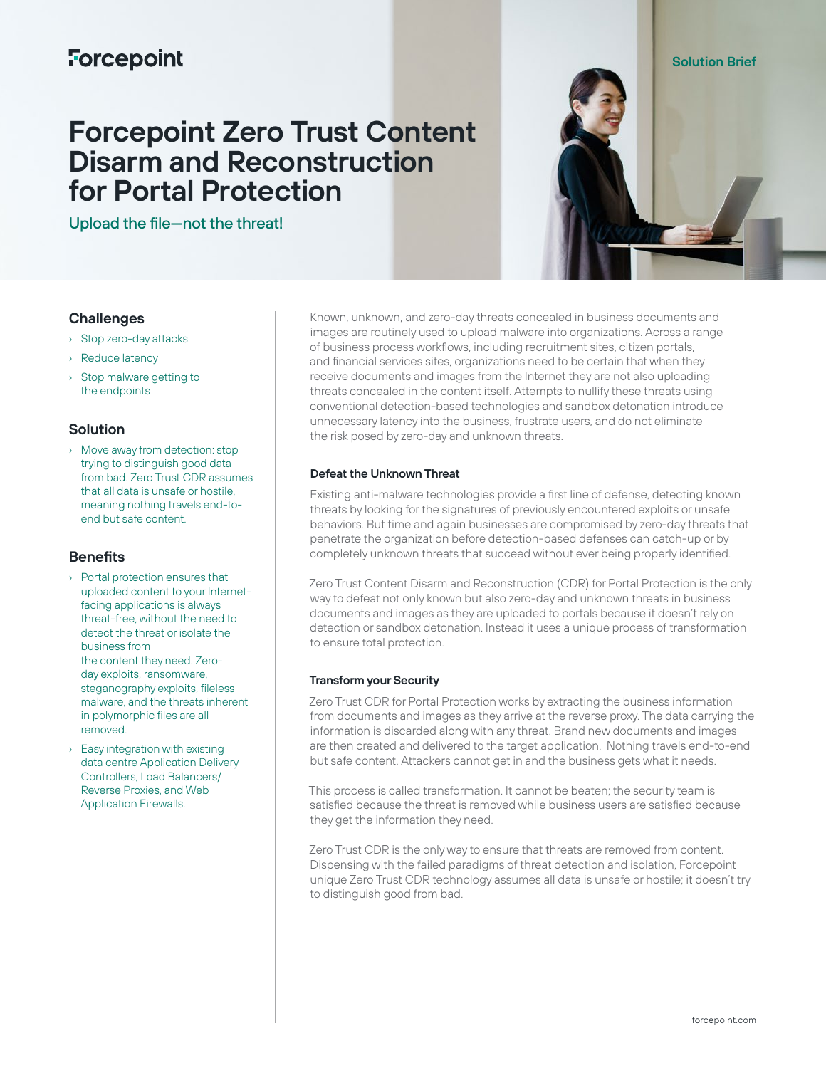Forcepoint

Solution Brief

# Forcepoint Zero Trust Content Disarm and Reconstruction for Portal Protection

## Upload the file—not the threat!

### Challenges

- Stop zero-day attacks.
- Reduce latency
- Stop malware getting to the endpoints

### Solution

- Move away from detection: stop trying to distinguish good data from bad. Zero Trust CDR assumes that all data is unsafe or hostile, meaning nothing travels end-to-end but safe content.

### Benefits

- Portal protection ensures that uploaded content to your Internet-facing applications is always threat-free, without the need to detect the threat or isolate the business from the content they need. Zero-day exploits, ransomware, steganography exploits, fileless malware, and the threats inherent in polymorphic files are all removed.
- Easy integration with existing data centre Application Delivery Controllers, Load Balancers/Reverse Proxies, and Web Application Firewalls.

Known, unknown, and zero-day threats concealed in business documents and images are routinely used to upload malware into organizations. Across a range of business process workflows, including recruitment sites, citizen portals, and financial services sites, organizations need to be certain that when they receive documents and images from the Internet they are not also uploading threats concealed in the content itself. Attempts to nullify these threats using conventional detection-based technologies and sandbox detonation introduce unnecessary latency into the business, frustrate users, and do not eliminate the risk posed by zero-day and unknown threats.

### Defeat the Unknown Threat

Existing anti-malware technologies provide a first line of defense, detecting known threats by looking for the signatures of previously encountered exploits or unsafe behaviors. But time and again businesses are compromised by zero-day threats that penetrate the organization before detection-based defenses can catch-up or by completely unknown threats that succeed without ever being properly identified.

Zero Trust Content Disarm and Reconstruction (CDR) for Portal Protection is the only way to defeat not only known but also zero-day and unknown threats in business documents and images as they are uploaded to portals because it doesn't rely on detection or sandbox detonation. Instead it uses a unique process of transformation to ensure total protection.

### Transform your Security

Zero Trust CDR for Portal Protection works by extracting the business information from documents and images as they arrive at the reverse proxy. The data carrying the information is discarded along with any threat. Brand new documents and images are then created and delivered to the target application. Nothing travels end-to-end but safe content. Attackers cannot get in and the business gets what it needs.

This process is called transformation. It cannot be beaten; the security team is satisfied because the threat is removed while business users are satisfied because they get the information they need.

Zero Trust CDR is the only way to ensure that threats are removed from content. Dispensing with the failed paradigms of threat detection and isolation, Forcepoint unique Zero Trust CDR technology assumes all data is unsafe or hostile; it doesn't try to distinguish good from bad.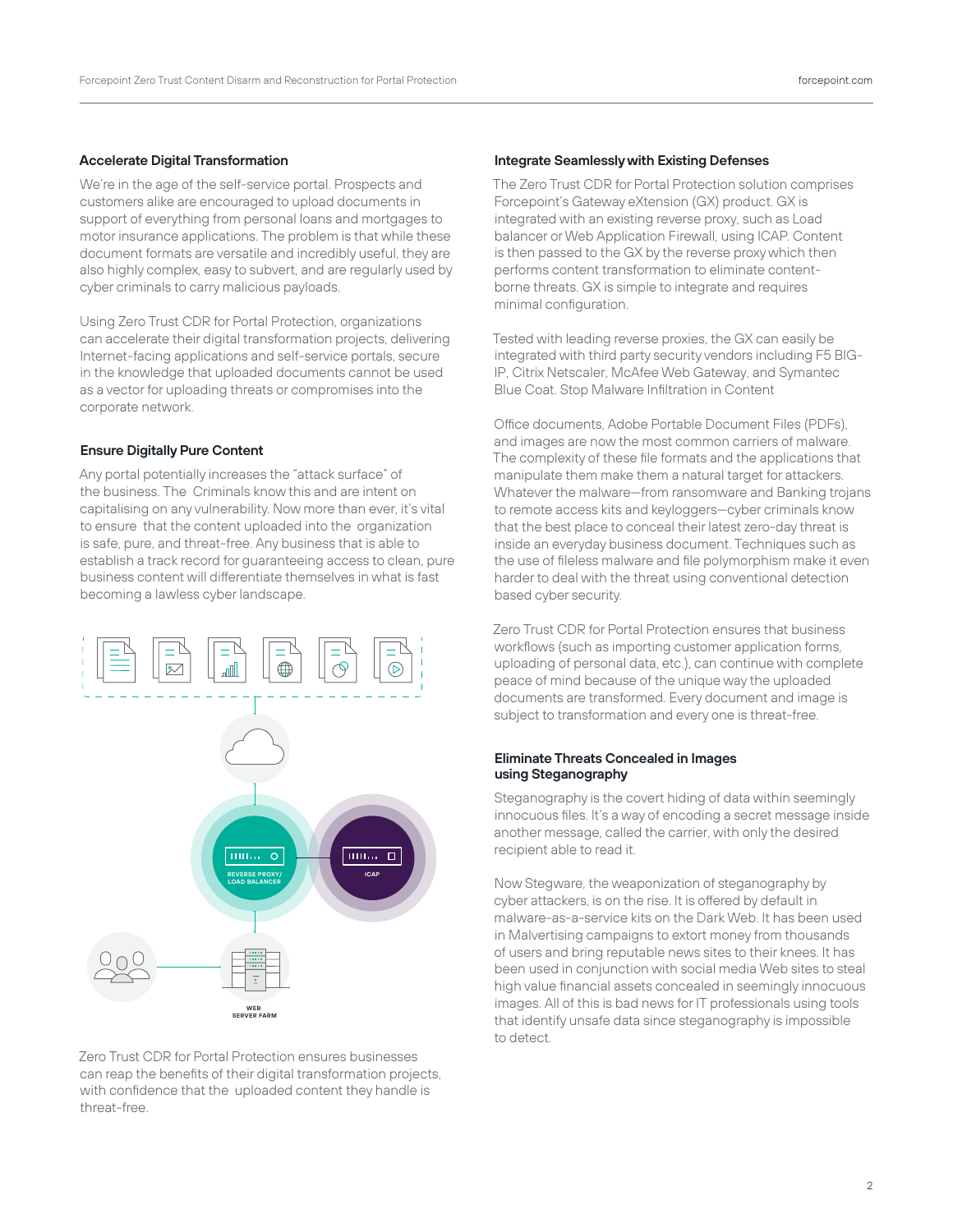### Accelerate Digital Transformation

We're in the age of the self-service portal. Prospects and customers alike are encouraged to upload documents in support of everything from personal loans and mortgages to motor insurance applications. The problem is that while these document formats are versatile and incredibly useful, they are also highly complex, easy to subvert, and are regularly used by cyber criminals to carry malicious payloads.

Using Zero Trust CDR for Portal Protection, organizations can accelerate their digital transformation projects, delivering Internet-facing applications and self-service portals, secure in the knowledge that uploaded documents cannot be used as a vector for uploading threats or compromises into the corporate network.

### Ensure Digitally Pure Content

Any portal potentially increases the "attack surface" of the business. The Criminals know this and are intent on capitalising on any vulnerability. Now more than ever, it's vital to ensure that the content uploaded into the organization is safe, pure, and threat-free. Any business that is able to establish a track record for guaranteeing access to clean, pure business content will differentiate themselves in what is fast becoming a lawless cyber landscape.

REVERSE PROXY/ LOAD BALANCER

ICAP

WEB SERVER FARM

Zero Trust CDR for Portal Protection ensures businesses can reap the benefits of their digital transformation projects, with confidence that the uploaded content they handle is threat-free.

### Integrate Seamlessly with Existing Defenses

The Zero Trust CDR for Portal Protection solution comprises Forcepoint's Gateway eXtension (GX) product. GX is integrated with an existing reverse proxy, such as Load balancer or Web Application Firewall, using ICAP. Content is then passed to the GX by the reverse proxy which then performs content transformation to eliminate content-borne threats. GX is simple to integrate and requires minimal configuration.

Tested with leading reverse proxies, the GX can easily be integrated with third party security vendors including F5 BIG-IP, Citrix Netscaler, McAfee Web Gateway, and Symantec Blue Coat. Stop Malware Infiltration in Content

Office documents, Adobe Portable Document Files (PDFs), and images are now the most common carriers of malware. The complexity of these file formats and the applications that manipulate them make them a natural target for attackers. Whatever the malware—from ransomware and Banking trojans to remote access kits and keyloggers—cyber criminals know that the best place to conceal their latest zero-day threat is inside an everyday business document. Techniques such as the use of fileless malware and file polymorphism make it even harder to deal with the threat using conventional detection based cyber security.

Zero Trust CDR for Portal Protection ensures that business workflows (such as importing customer application forms, uploading of personal data, etc.), can continue with complete peace of mind because of the unique way the uploaded documents are transformed. Every document and image is subject to transformation and every one is threat-free.

### Eliminate Threats Concealed in Images using Steganography

Steganography is the covert hiding of data within seemingly innocuous files. It's a way of encoding a secret message inside another message, called the carrier, with only the desired recipient able to read it.

Now Stegware, the weaponization of steganography by cyber attackers, is on the rise. It is offered by default in malware-as-a-service kits on the Dark Web. It has been used in Malvertising campaigns to extort money from thousands of users and bring reputable news sites to their knees. It has been used in conjunction with social media Web sites to steal high value financial assets concealed in seemingly innocuous images. All of this is bad news for IT professionals using tools that identify unsafe data since steganography is impossible to detect.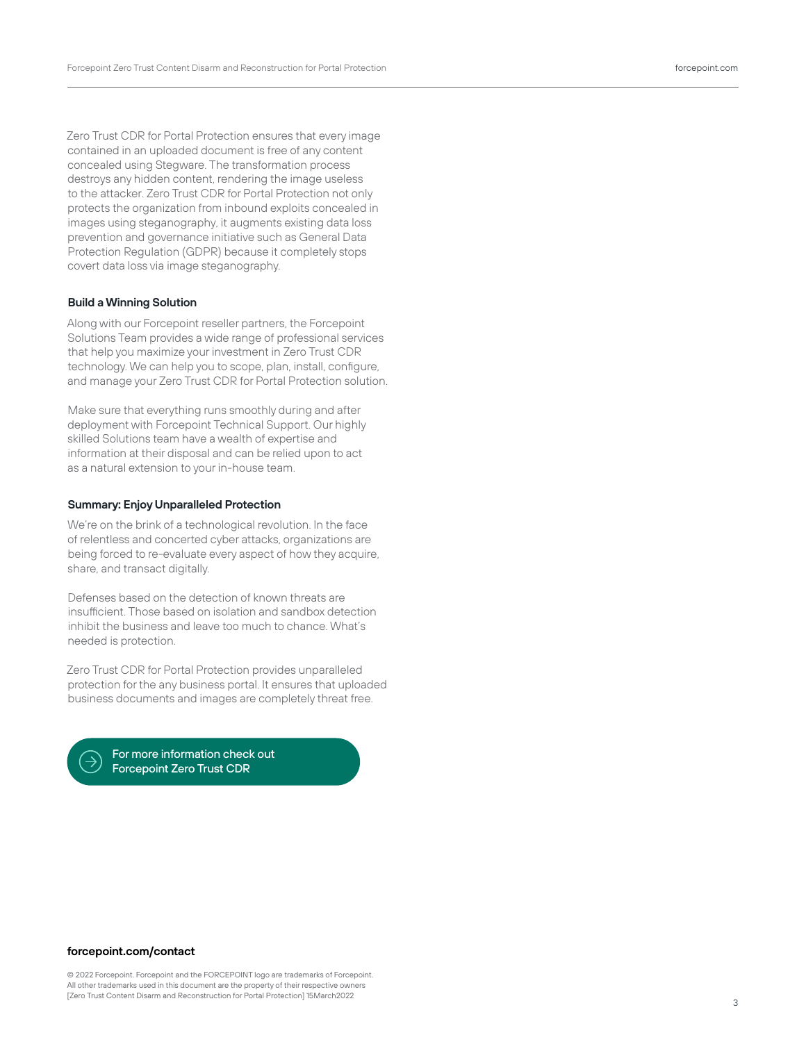Zero Trust CDR for Portal Protection ensures that every image contained in an uploaded document is free of any content concealed using Stegware. The transformation process destroys any hidden content, rendering the image useless to the attacker. Zero Trust CDR for Portal Protection not only protects the organization from inbound exploits concealed in images using steganography, it augments existing data loss prevention and governance initiative such as General Data Protection Regulation (GDPR) because it completely stops covert data loss via image steganography.

### Build a Winning Solution

Along with our Forcepoint reseller partners, the Forcepoint Solutions Team provides a wide range of professional services that help you maximize your investment in Zero Trust CDR technology. We can help you to scope, plan, install, configure, and manage your Zero Trust CDR for Portal Protection solution.

Make sure that everything runs smoothly during and after deployment with Forcepoint Technical Support. Our highly skilled Solutions team have a wealth of expertise and information at their disposal and can be relied upon to act as a natural extension to your in-house team.

### Summary: Enjoy Unparalleled Protection

We're on the brink of a technological revolution. In the face of relentless and concerted cyber attacks, organizations are being forced to re-evaluate every aspect of how they acquire, share, and transact digitally.

Defenses based on the detection of known threats are insufficient. Those based on isolation and sandbox detection inhibit the business and leave too much to chance. What's needed is protection.

Zero Trust CDR for Portal Protection provides unparalleled protection for the any business portal. It ensures that uploaded business documents and images are completely threat free.

For more information check out Forcepoint Zero Trust CDR

**forcepoint.com/contact**

© 2022 Forcepoint. Forcepoint and the FORCEPOINT logo are trademarks of Forcepoint. All other trademarks used in this document are the property of their respective owners [Zero Trust Content Disarm and Reconstruction for Portal Protection] 15March2022